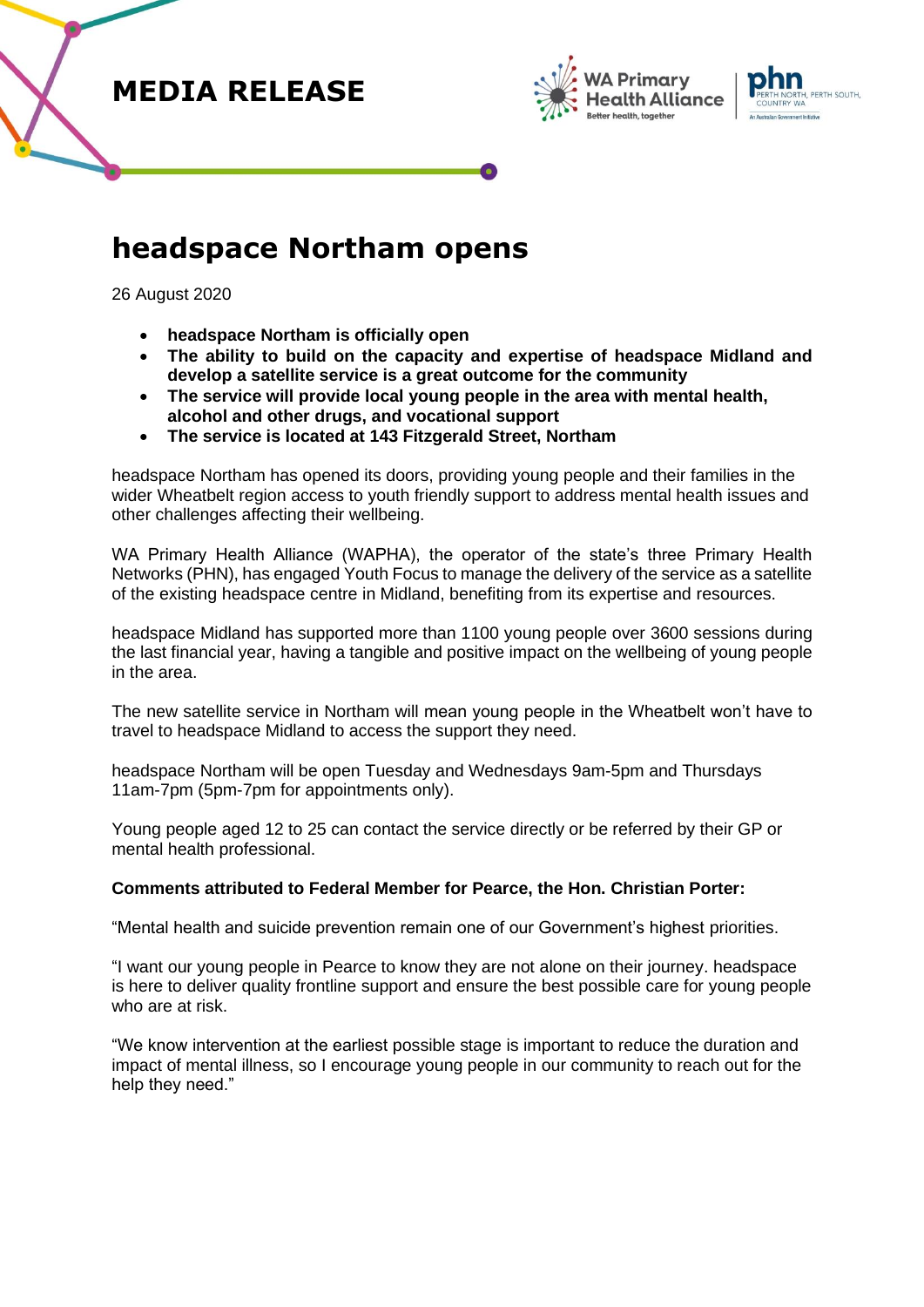# MEDIA RELEASE

## headspace Northam opens

26 August 2020

- **headspace Northam is officially open**
- **The ability to build on the capacity and expertise of headspace Midland and develop a satellite service is a great outcome for the community**
- **The service will provide local young people in the area with mental health, alcohol and other drugs, and vocational support**
- **The service is located at 143 Fitzgerald Street, Northam**

headspace Northam has opened its doors, providing young people and their families in the wider Wheatbelt region access to youth friendly support to address mental health issues and other challenges affecting their wellbeing.

WA Primary Health Alliance (WAPHA), the operator of the state's three Primary Health Networks (PHN), has engaged Youth Focus to manage the delivery of the service as a satellite of the existing headspace centre in Midland, benefiting from its expertise and resources.

headspace Midland has supported more than 1100 young people over 3600 sessions during the last financial year, having a tangible and positive impact on the wellbeing of young people in the area.

The new satellite service in Northam will mean young people in the Wheatbelt won't have to travel to headspace Midland to access the support they need.

headspace Northam will be open Tuesday and Wednesdays 9am-5pm and Thursdays 11am-7pm (5pm-7pm for appointments only).

Young people aged 12 to 25 can contact the service directly or be referred by their GP or mental health professional.

**Comments attributed to Federal Member for Pearce, the Hon. Christian Porter:**

"Mental health and suicide prevention remain one of our Government's highest priorities.

"I want our young people in Pearce to know they are not alone on their journey. headspace is here to deliver quality frontline support and ensure the best possible care for young people who are at risk.

"We know intervention at the earliest possible stage is important to reduce the duration and impact of mental illness, so I encourage young people in our community to reach out for the help they need."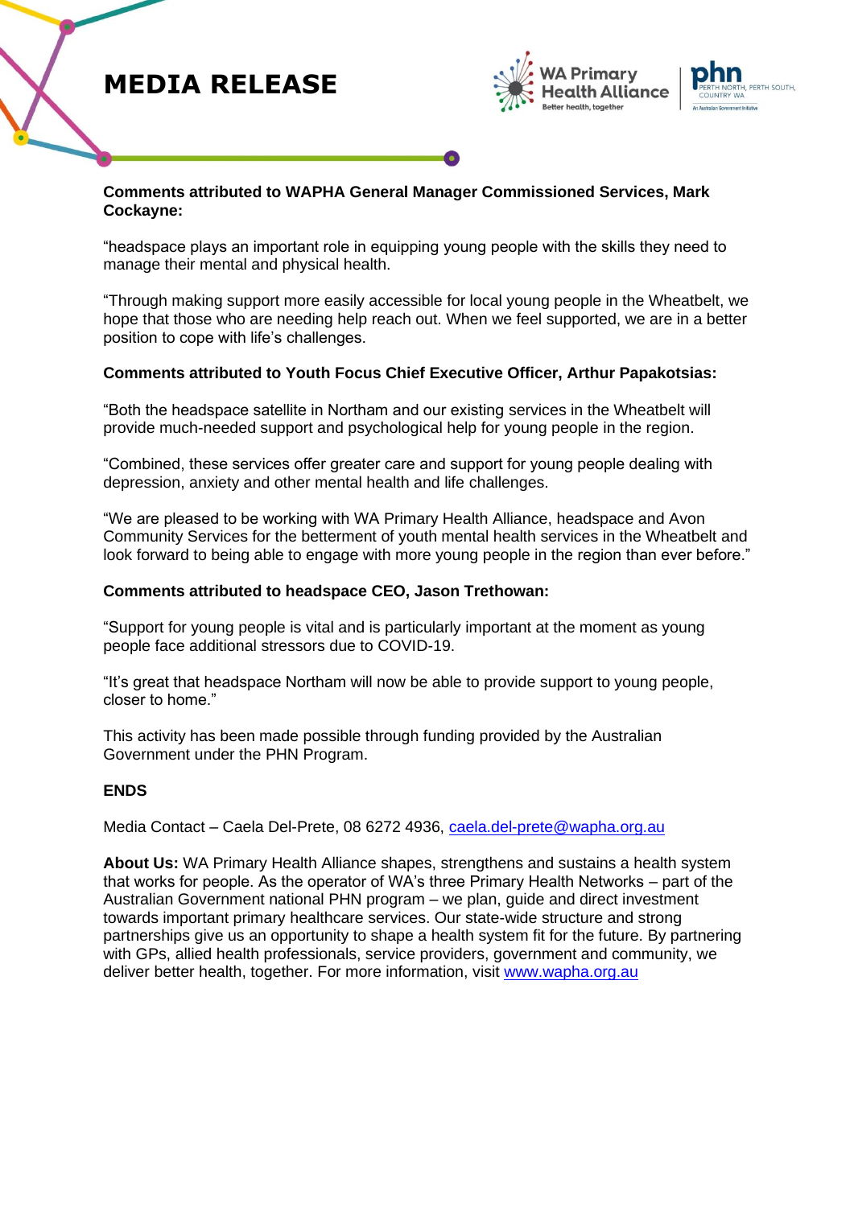# MEDIA RELEASE

**Comments attributed to WAPHA General Manager Commissioned Services, Mark Cockayne:**

"headspace plays an important role in equipping young people with the skills they need to manage their mental and physical health.

"Through making support more easily accessible for local young people in the Wheatbelt, we hope that those who are needing help reach out. When we feel supported, we are in a better position to cope with life's challenges.

**Comments attributed to Youth Focus Chief Executive Officer, Arthur Papakotsias:**

"Both the headspace satellite in Northam and our existing services in the Wheatbelt will provide much-needed support and psychological help for young people in the region.

"Combined, these services offer greater care and support for young people dealing with depression, anxiety and other mental health and life challenges.

"We are pleased to be working with WA Primary Health Alliance, headspace and Avon Community Services for the betterment of youth mental health services in the Wheatbelt and look forward to being able to engage with more young people in the region than ever before."

**Comments attributed to headspace CEO, Jason Trethowan:**

"Support for young people is vital and is particularly important at the moment as young people face additional stressors due to COVID-19.

"It's great that headspace Northam will now be able to provide support to young people, closer to home."

This activity has been made possible through funding provided by the Australian Government under the PHN Program.

**ENDS**

Media Contact – Caela Del-Prete, 08 6272 4936, caela.del-prete@wapha.org.au

**About Us:** WA Primary Health Alliance shapes, strengthens and sustains a health system that works for people. As the operator of WA's three Primary Health Networks – part of the Australian Government national PHN program – we plan, guide and direct investment towards important primary healthcare services. Our state-wide structure and strong partnerships give us an opportunity to shape a health system fit for the future. By partnering with GPs, allied health professionals, service providers, government and community, we deliver better health, together. For more information, visit www.wapha.org.au